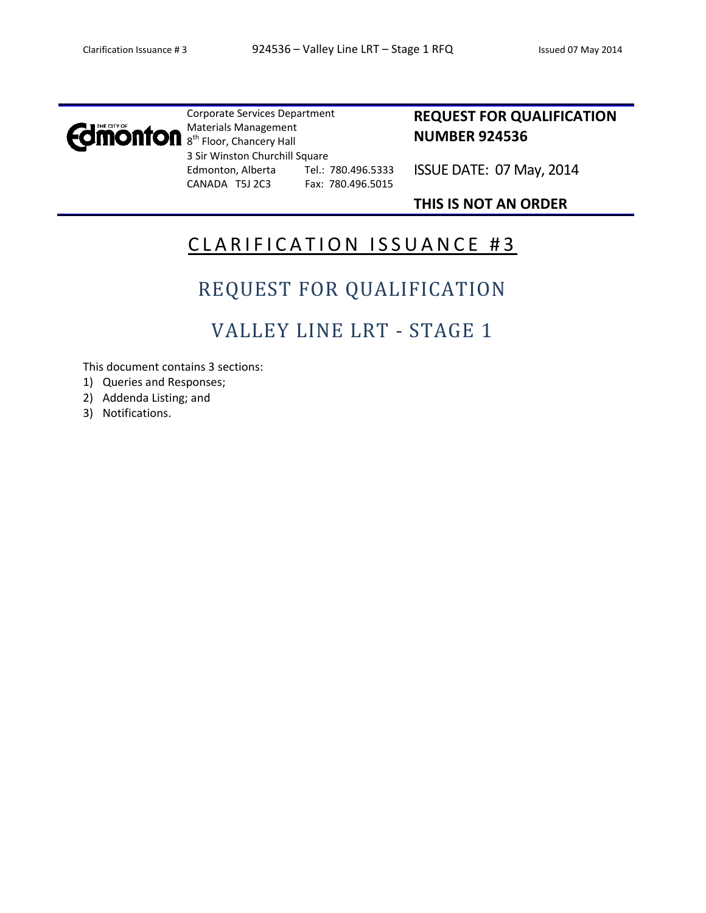Corporate Services Department
Materials Management
8th Floor, Chancery Hall
3 Sir Winston Churchill Square
Edmonton, Alberta Tel.: 780.496.5333
CANADA T5J 2C3 Fax: 780.496.5015

**REQUEST FOR QUALIFICATION NUMBER 924536**

ISSUE DATE: 07 May, 2014

**THIS IS NOT AN ORDER**

# CLARIFICATION ISSUANCE #3

## REQUEST FOR QUALIFICATION

## VALLEY LINE LRT - STAGE 1

This document contains 3 sections:

1) Queries and Responses;
2) Addenda Listing; and
3) Notifications.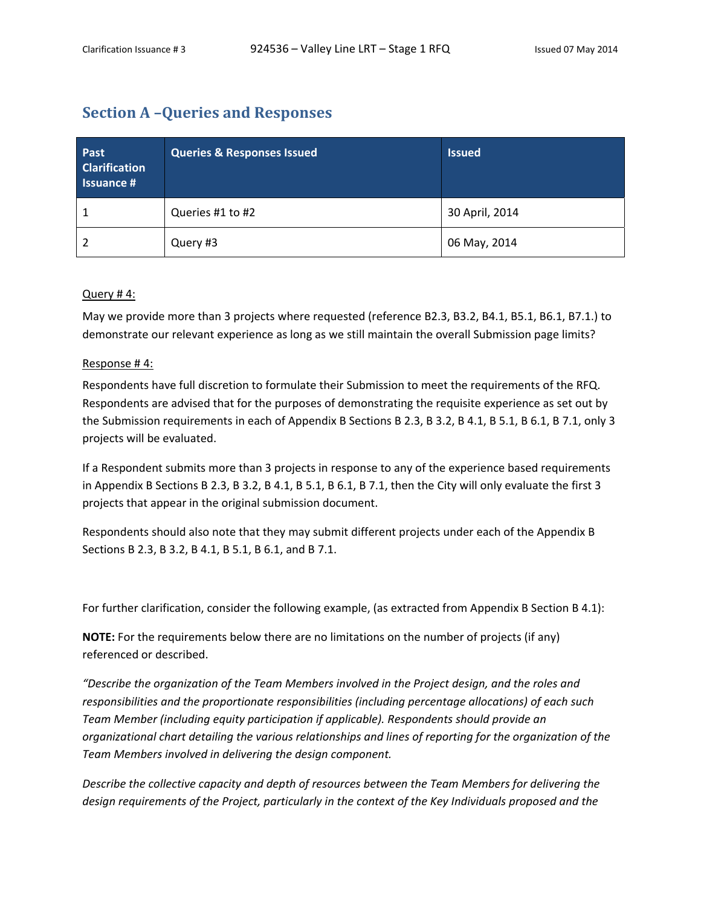## Section A –Queries and Responses

| Past Clarification Issuance # | Queries & Responses Issued | Issued |
|---|---|---|
| 1 | Queries #1 to #2 | 30 April, 2014 |
| 2 | Query #3 | 06 May, 2014 |

Query # 4:

May we provide more than 3 projects where requested (reference B2.3, B3.2, B4.1, B5.1, B6.1, B7.1.) to demonstrate our relevant experience as long as we still maintain the overall Submission page limits?

Response # 4:

Respondents have full discretion to formulate their Submission to meet the requirements of the RFQ. Respondents are advised that for the purposes of demonstrating the requisite experience as set out by the Submission requirements in each of Appendix B Sections B 2.3, B 3.2, B 4.1, B 5.1, B 6.1, B 7.1, only 3 projects will be evaluated.

If a Respondent submits more than 3 projects in response to any of the experience based requirements in Appendix B Sections B 2.3, B 3.2, B 4.1, B 5.1, B 6.1, B 7.1, then the City will only evaluate the first 3 projects that appear in the original submission document.

Respondents should also note that they may submit different projects under each of the Appendix B Sections B 2.3, B 3.2, B 4.1, B 5.1, B 6.1, and B 7.1.

For further clarification, consider the following example, (as extracted from Appendix B Section B 4.1):

**NOTE:** For the requirements below there are no limitations on the number of projects (if any) referenced or described.

*"Describe the organization of the Team Members involved in the Project design, and the roles and responsibilities and the proportionate responsibilities (including percentage allocations) of each such Team Member (including equity participation if applicable). Respondents should provide an organizational chart detailing the various relationships and lines of reporting for the organization of the Team Members involved in delivering the design component.*

*Describe the collective capacity and depth of resources between the Team Members for delivering the design requirements of the Project, particularly in the context of the Key Individuals proposed and the*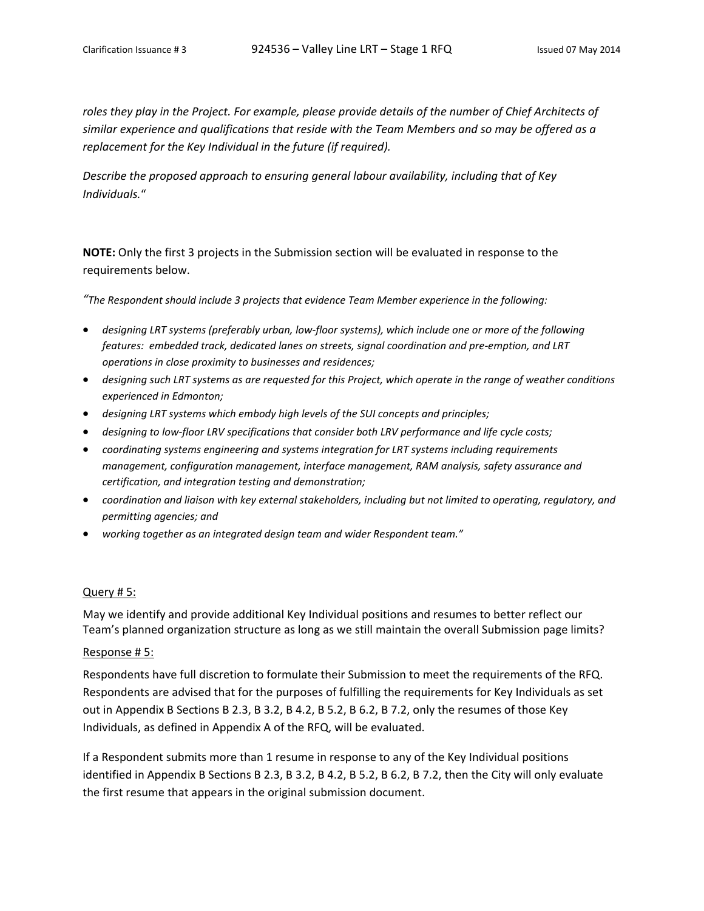*roles they play in the Project. For example, please provide details of the number of Chief Architects of similar experience and qualifications that reside with the Team Members and so may be offered as a replacement for the Key Individual in the future (if required).*

*Describe the proposed approach to ensuring general labour availability, including that of Key Individuals.*"

**NOTE:** Only the first 3 projects in the Submission section will be evaluated in response to the requirements below.

*"The Respondent should include 3 projects that evidence Team Member experience in the following:*

- *designing LRT systems (preferably urban, low-floor systems), which include one or more of the following features: embedded track, dedicated lanes on streets, signal coordination and pre-emption, and LRT operations in close proximity to businesses and residences;*
- *designing such LRT systems as are requested for this Project, which operate in the range of weather conditions experienced in Edmonton;*
- *designing LRT systems which embody high levels of the SUI concepts and principles;*
- *designing to low-floor LRV specifications that consider both LRV performance and life cycle costs;*
- *coordinating systems engineering and systems integration for LRT systems including requirements management, configuration management, interface management, RAM analysis, safety assurance and certification, and integration testing and demonstration;*
- *coordination and liaison with key external stakeholders, including but not limited to operating, regulatory, and permitting agencies; and*
- *working together as an integrated design team and wider Respondent team."*

<u>Query # 5:</u>

May we identify and provide additional Key Individual positions and resumes to better reflect our Team's planned organization structure as long as we still maintain the overall Submission page limits?

<u>Response # 5:</u>

Respondents have full discretion to formulate their Submission to meet the requirements of the RFQ. Respondents are advised that for the purposes of fulfilling the requirements for Key Individuals as set out in Appendix B Sections B 2.3, B 3.2, B 4.2, B 5.2, B 6.2, B 7.2, only the resumes of those Key Individuals, as defined in Appendix A of the RFQ, will be evaluated.

If a Respondent submits more than 1 resume in response to any of the Key Individual positions identified in Appendix B Sections B 2.3, B 3.2, B 4.2, B 5.2, B 6.2, B 7.2, then the City will only evaluate the first resume that appears in the original submission document.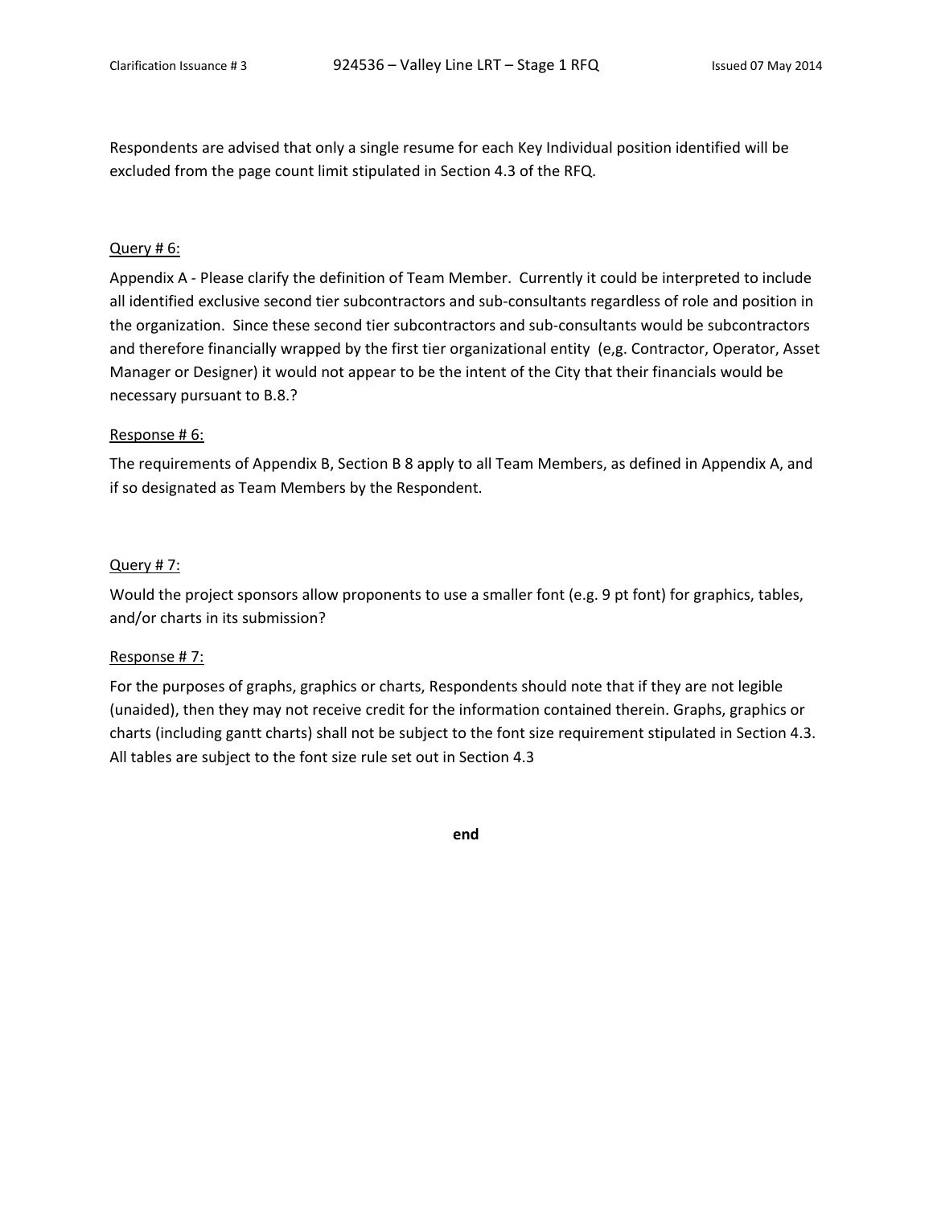Respondents are advised that only a single resume for each Key Individual position identified will be excluded from the page count limit stipulated in Section 4.3 of the RFQ.

<u>Query # 6:</u>

Appendix A - Please clarify the definition of Team Member. Currently it could be interpreted to include all identified exclusive second tier subcontractors and sub-consultants regardless of role and position in the organization. Since these second tier subcontractors and sub-consultants would be subcontractors and therefore financially wrapped by the first tier organizational entity (e,g. Contractor, Operator, Asset Manager or Designer) it would not appear to be the intent of the City that their financials would be necessary pursuant to B.8.?

<u>Response # 6:</u>

The requirements of Appendix B, Section B 8 apply to all Team Members, as defined in Appendix A, and if so designated as Team Members by the Respondent.

<u>Query # 7:</u>

Would the project sponsors allow proponents to use a smaller font (e.g. 9 pt font) for graphics, tables, and/or charts in its submission?

<u>Response # 7:</u>

For the purposes of graphs, graphics or charts, Respondents should note that if they are not legible (unaided), then they may not receive credit for the information contained therein. Graphs, graphics or charts (including gantt charts) shall not be subject to the font size requirement stipulated in Section 4.3. All tables are subject to the font size rule set out in Section 4.3

**end**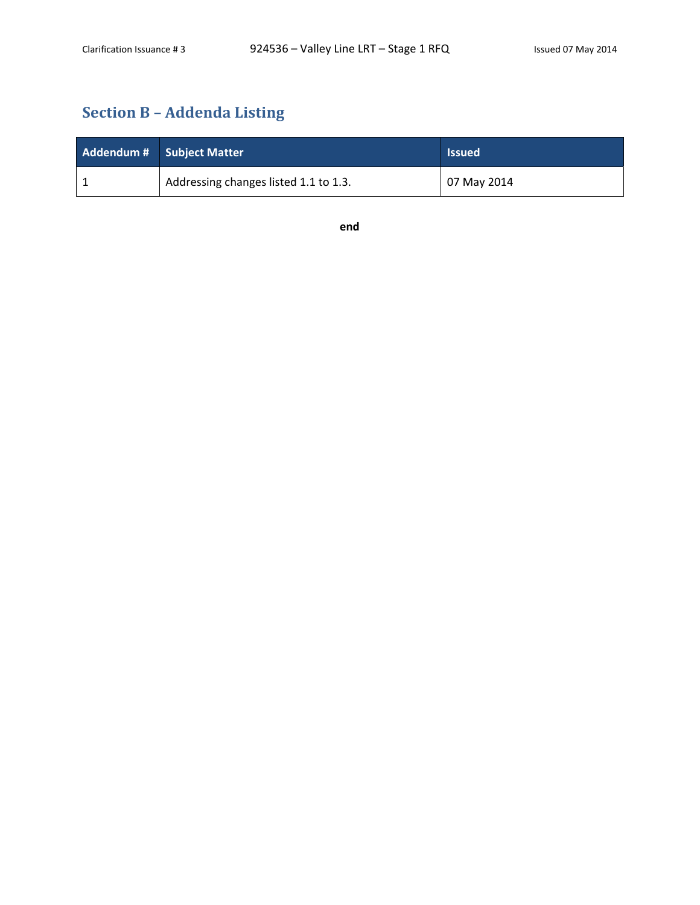## Section B – Addenda Listing

| Addendum # | Subject Matter | Issued |
|---|---|---|
| 1 | Addressing changes listed 1.1 to 1.3. | 07 May 2014 |

**end**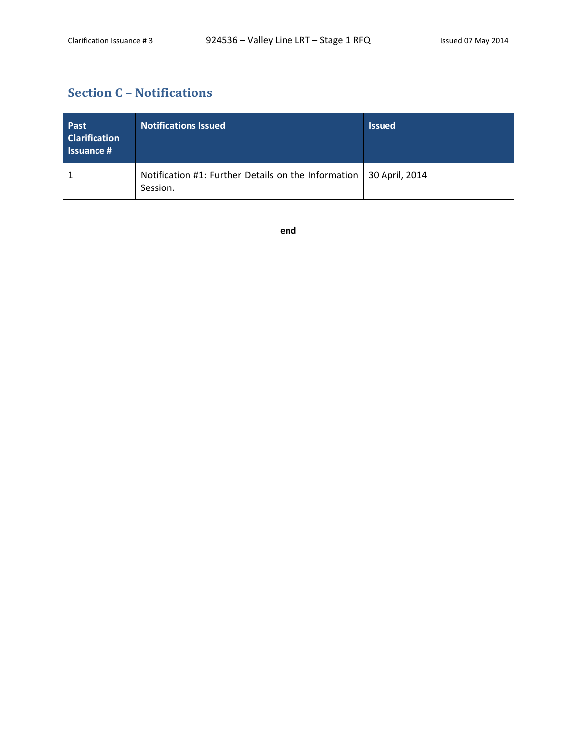## Section C – Notifications

| Past Clarification Issuance # | Notifications Issued | Issued |
|---|---|---|
| 1 | Notification #1: Further Details on the Information Session. | 30 April, 2014 |

**end**